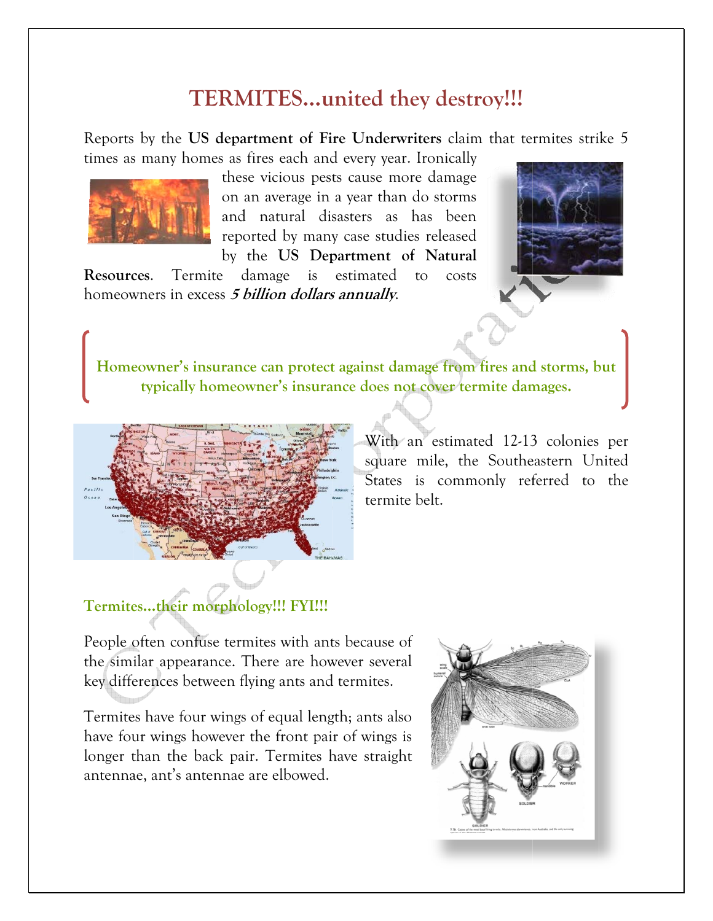# TERMITES…united they destroy!!!

Reports by the **US department of Fire Underwriters** claim that termites strike 5 times as many homes as fires each and every year. Ironically these vicious pests cause more damage on an average in a year than do storms and natural disasters as has been reported by many case studies released by the **US Department of Natural Resources**. Termite damage is estimated to costs homeowners in excess ***5 billion dollars annually***.

**Homeowner's insurance can protect against damage from fires and storms, but typically homeowner's insurance does not cover termite damages.**

With an estimated 12-13 colonies per square mile, the Southeastern United States is commonly referred to the termite belt.

## Termites…their morphology!!! FYI!!!

People often confuse termites with ants because of the similar appearance. There are however several key differences between flying ants and termites.

Termites have four wings of equal length; ants also have four wings however the front pair of wings is longer than the back pair. Termites have straight antennae, ant's antennae are elbowed.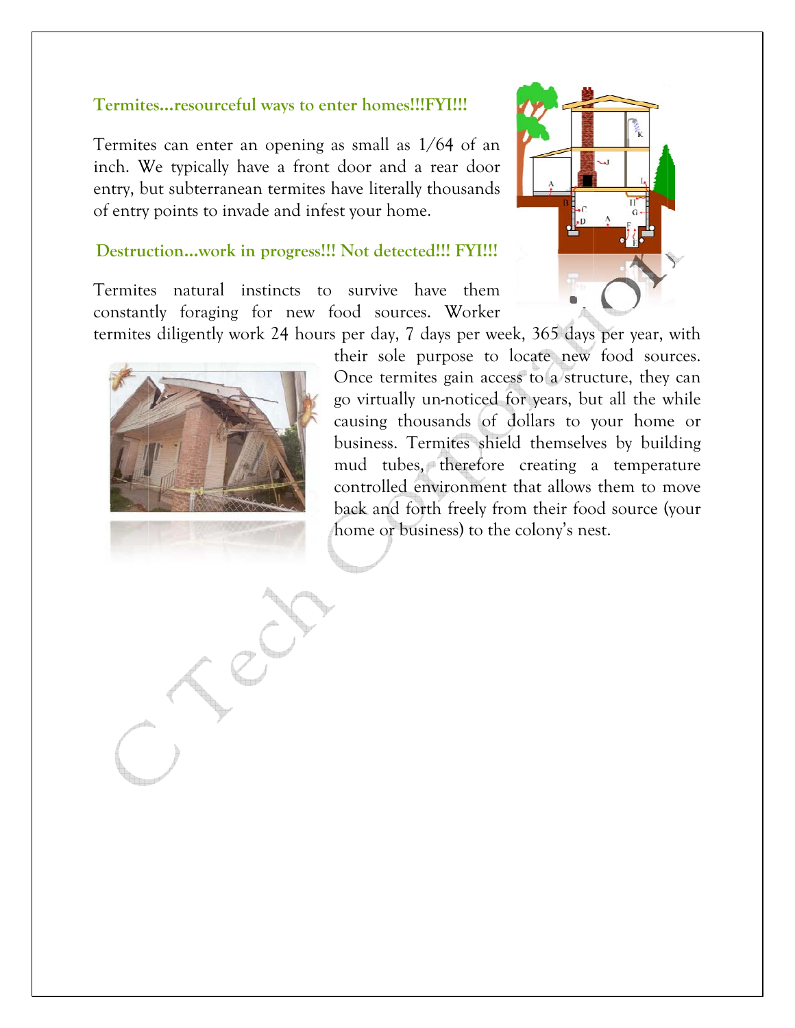## Termites…resourceful ways to enter homes!!!FYI!!!

Termites can enter an opening as small as 1/64 of an inch. We typically have a front door and a rear door entry, but subterranean termites have literally thousands of entry points to invade and infest your home.

## Destruction…work in progress!!! Not detected!!! FYI!!!

Termites natural instincts to survive have them constantly foraging for new food sources. Worker termites diligently work 24 hours per day, 7 days per week, 365 days per year, with their sole purpose to locate new food sources. Once termites gain access to a structure, they can go virtually un-noticed for years, but all the while causing thousands of dollars to your home or business. Termites shield themselves by building mud tubes, therefore creating a temperature controlled environment that allows them to move back and forth freely from their food source (your home or business) to the colony's nest.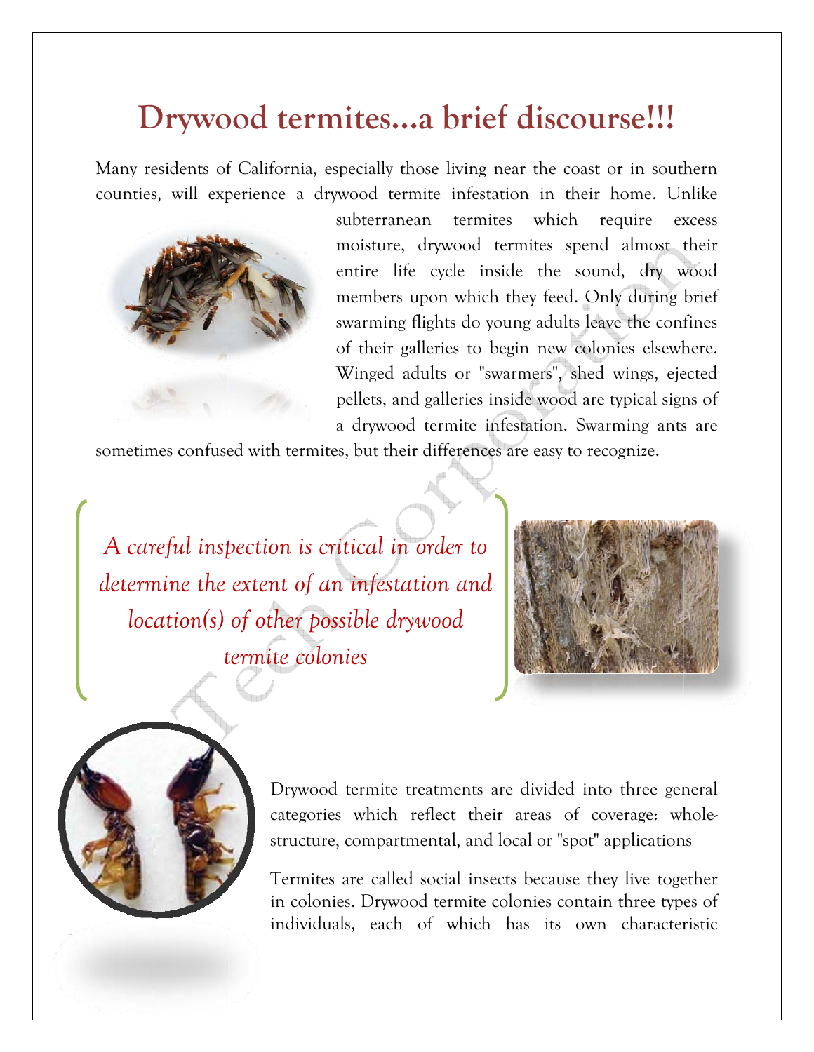# Drywood termites…a brief discourse!!!

Many residents of California, especially those living near the coast or in southern counties, will experience a drywood termite infestation in their home. Unlike subterranean termites which require excess moisture, drywood termites spend almost their entire life cycle inside the sound, dry wood members upon which they feed. Only during brief swarming flights do young adults leave the confines of their galleries to begin new colonies elsewhere. Winged adults or "swarmers", shed wings, ejected pellets, and galleries inside wood are typical signs of a drywood termite infestation. Swarming ants are sometimes confused with termites, but their differences are easy to recognize.

*A careful inspection is critical in order to determine the extent of an infestation and location(s) of other possible drywood termite colonies*

Drywood termite treatments are divided into three general categories which reflect their areas of coverage: whole-structure, compartmental, and local or "spot" applications

Termites are called social insects because they live together in colonies. Drywood termite colonies contain three types of individuals, each of which has its own characteristic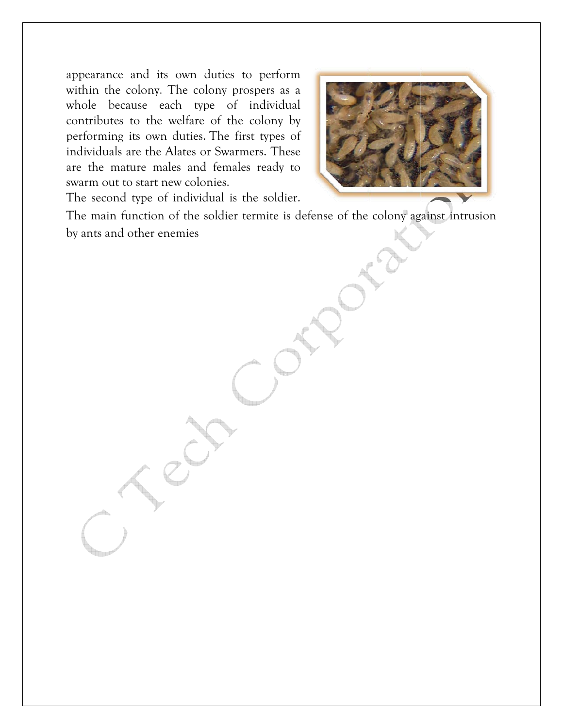appearance and its own duties to perform within the colony. The colony prospers as a whole because each type of individual contributes to the welfare of the colony by performing its own duties. The first types of individuals are the Alates or Swarmers. These are the mature males and females ready to swarm out to start new colonies.

The second type of individual is the soldier. The main function of the soldier termite is defense of the colony against intrusion by ants and other enemies